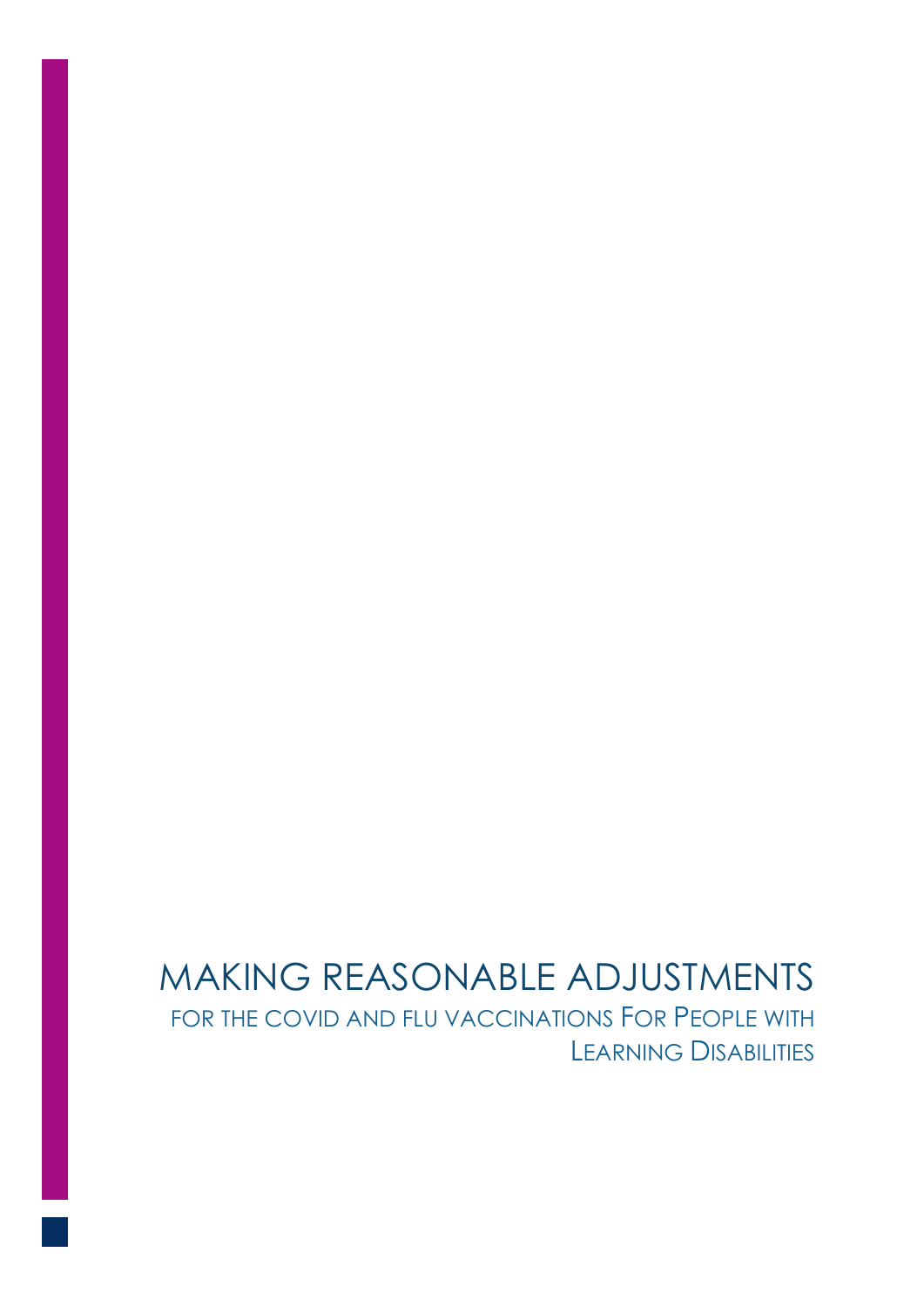# MAKING REASONABLE ADJUSTMENTS

## FOR THE COVID AND FLU VACCINATIONS FOR PEOPLE WITH LEARNING DISABILITIES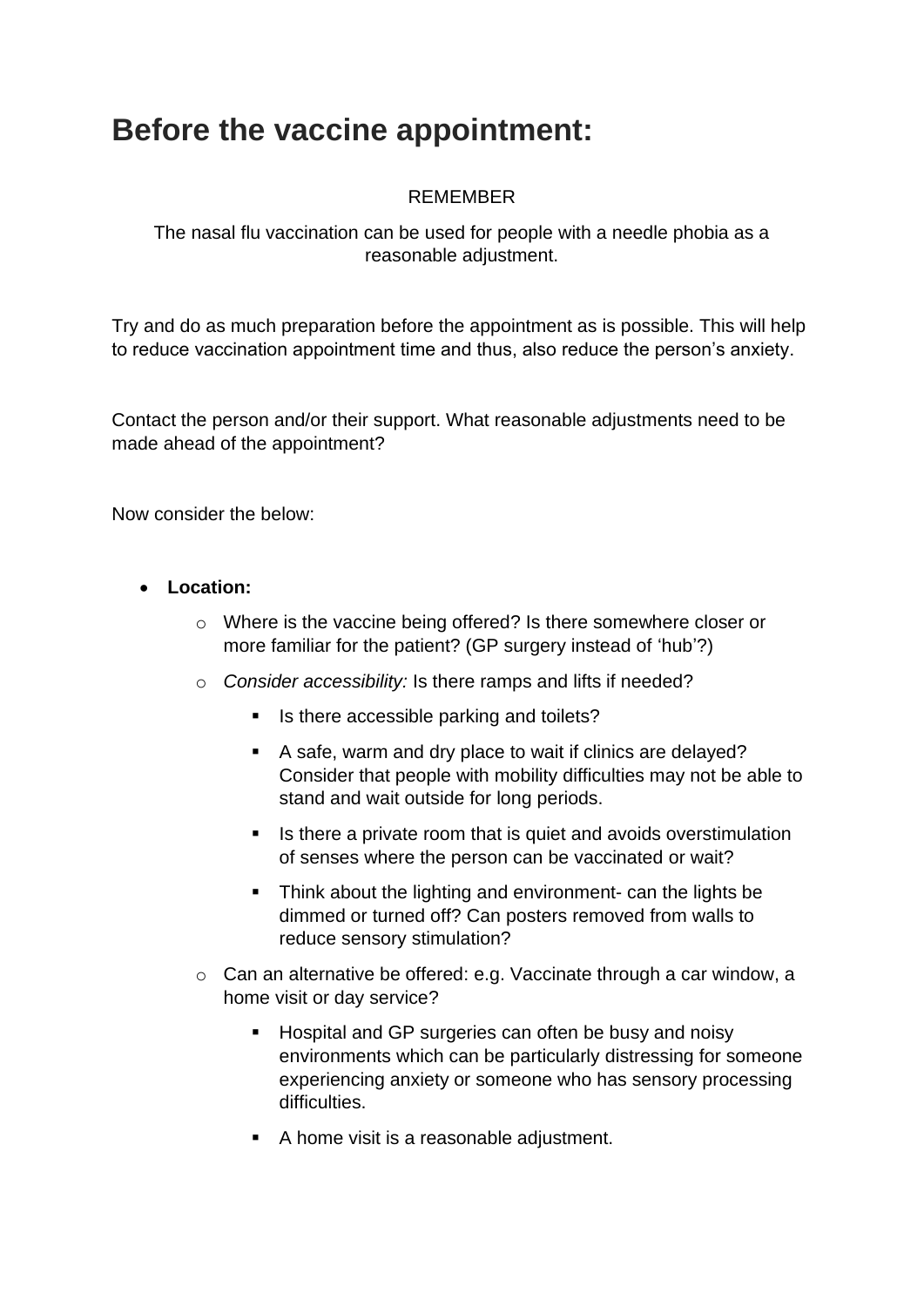# Before the vaccine appointment:

REMEMBER

The nasal flu vaccination can be used for people with a needle phobia as a reasonable adjustment.

Try and do as much preparation before the appointment as is possible. This will help to reduce vaccination appointment time and thus, also reduce the person's anxiety.

Contact the person and/or their support. What reasonable adjustments need to be made ahead of the appointment?

Now consider the below:

- **Location:**
    - Where is the vaccine being offered? Is there somewhere closer or more familiar for the patient? (GP surgery instead of 'hub'?)
    - *Consider accessibility:* Is there ramps and lifts if needed?
        - Is there accessible parking and toilets?
        - A safe, warm and dry place to wait if clinics are delayed? Consider that people with mobility difficulties may not be able to stand and wait outside for long periods.
        - Is there a private room that is quiet and avoids overstimulation of senses where the person can be vaccinated or wait?
        - Think about the lighting and environment- can the lights be dimmed or turned off? Can posters removed from walls to reduce sensory stimulation?
    - Can an alternative be offered: e.g. Vaccinate through a car window, a home visit or day service?
        - Hospital and GP surgeries can often be busy and noisy environments which can be particularly distressing for someone experiencing anxiety or someone who has sensory processing difficulties.
        - A home visit is a reasonable adjustment.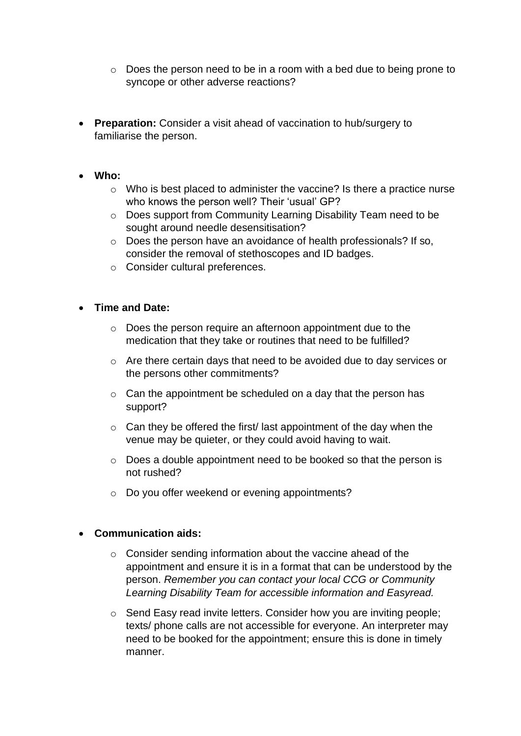- Does the person need to be in a room with a bed due to being prone to syncope or other adverse reactions?

- **Preparation:** Consider a visit ahead of vaccination to hub/surgery to familiarise the person.

- **Who:**
  - Who is best placed to administer the vaccine? Is there a practice nurse who knows the person well? Their 'usual' GP?
  - Does support from Community Learning Disability Team need to be sought around needle desensitisation?
  - Does the person have an avoidance of health professionals? If so, consider the removal of stethoscopes and ID badges.
  - Consider cultural preferences.

- **Time and Date:**
  - Does the person require an afternoon appointment due to the medication that they take or routines that need to be fulfilled?
  - Are there certain days that need to be avoided due to day services or the persons other commitments?
  - Can the appointment be scheduled on a day that the person has support?
  - Can they be offered the first/ last appointment of the day when the venue may be quieter, or they could avoid having to wait.
  - Does a double appointment need to be booked so that the person is not rushed?
  - Do you offer weekend or evening appointments?

- **Communication aids:**
  - Consider sending information about the vaccine ahead of the appointment and ensure it is in a format that can be understood by the person. *Remember you can contact your local CCG or Community Learning Disability Team for accessible information and Easyread.*
  - Send Easy read invite letters. Consider how you are inviting people; texts/ phone calls are not accessible for everyone. An interpreter may need to be booked for the appointment; ensure this is done in timely manner.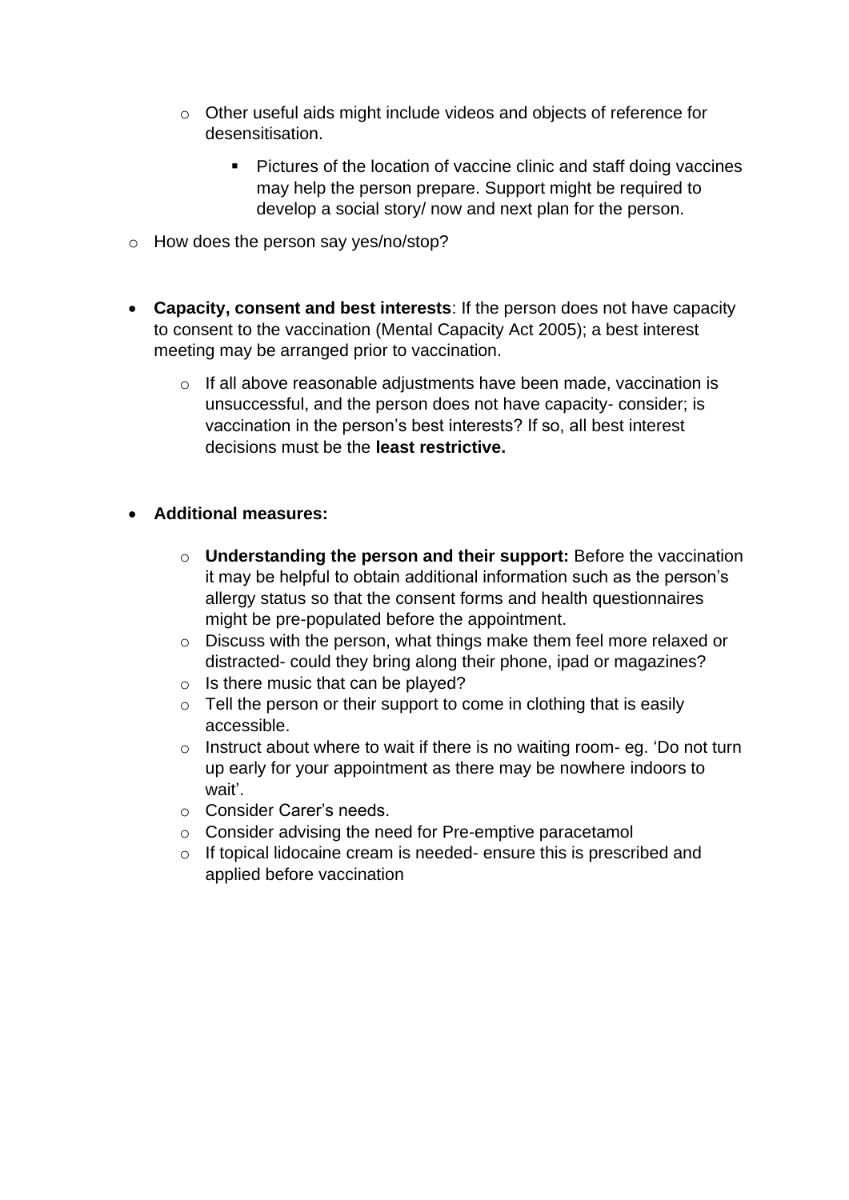- Other useful aids might include videos and objects of reference for desensitisation.
        - Pictures of the location of vaccine clinic and staff doing vaccines may help the person prepare. Support might be required to develop a social story/ now and next plan for the person.
  - How does the person say yes/no/stop?

- **Capacity, consent and best interests**: If the person does not have capacity to consent to the vaccination (Mental Capacity Act 2005); a best interest meeting may be arranged prior to vaccination.
    - If all above reasonable adjustments have been made, vaccination is unsuccessful, and the person does not have capacity- consider; is vaccination in the person's best interests? If so, all best interest decisions must be the **least restrictive.**

- **Additional measures:**
    - **Understanding the person and their support:** Before the vaccination it may be helpful to obtain additional information such as the person's allergy status so that the consent forms and health questionnaires might be pre-populated before the appointment.
    - Discuss with the person, what things make them feel more relaxed or distracted- could they bring along their phone, ipad or magazines?
    - Is there music that can be played?
    - Tell the person or their support to come in clothing that is easily accessible.
    - Instruct about where to wait if there is no waiting room- eg. 'Do not turn up early for your appointment as there may be nowhere indoors to wait'.
    - Consider Carer's needs.
    - Consider advising the need for Pre-emptive paracetamol
    - If topical lidocaine cream is needed- ensure this is prescribed and applied before vaccination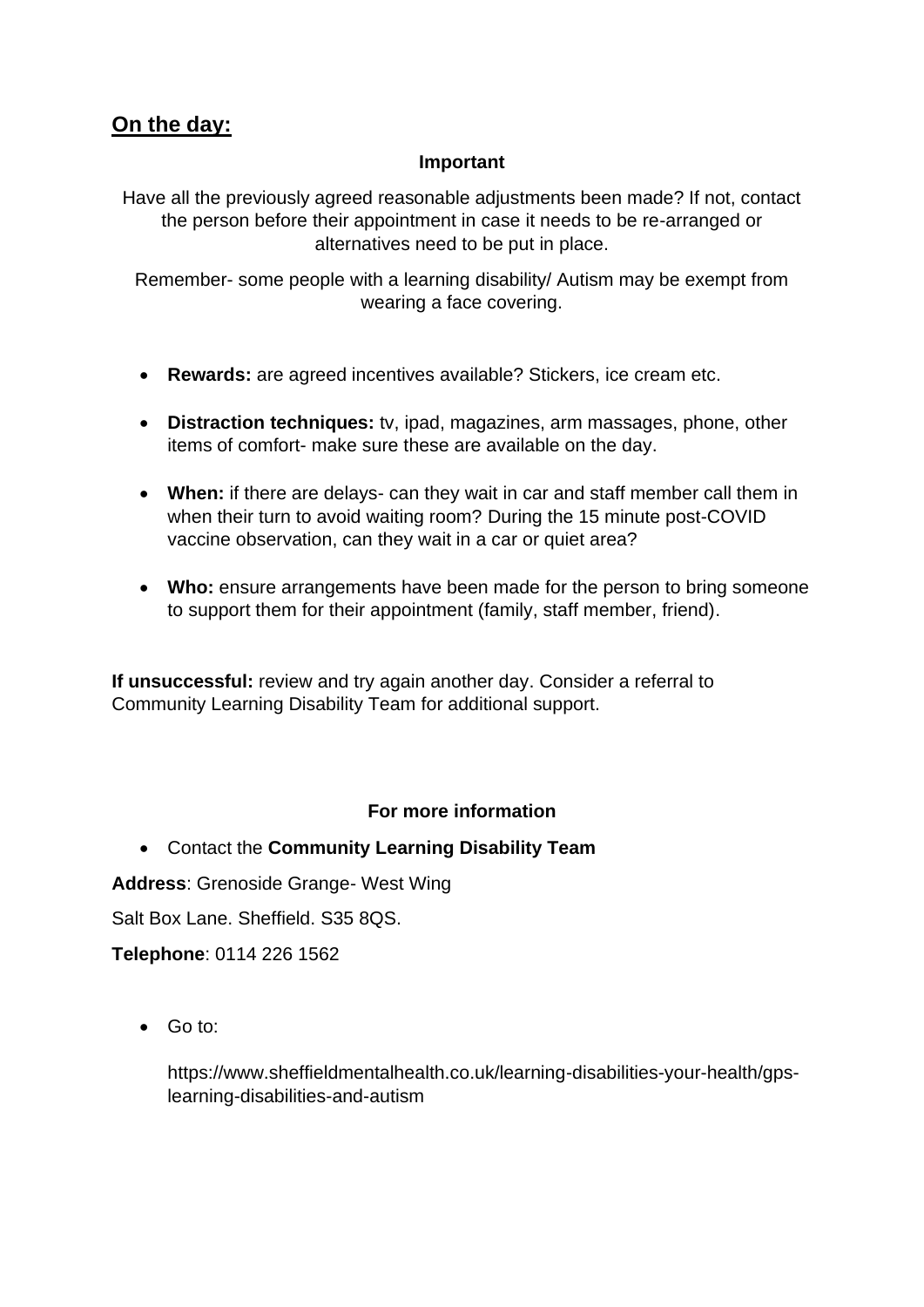## On the day:

**Important**

Have all the previously agreed reasonable adjustments been made? If not, contact the person before their appointment in case it needs to be re-arranged or alternatives need to be put in place.

Remember- some people with a learning disability/ Autism may be exempt from wearing a face covering.

- **Rewards:** are agreed incentives available? Stickers, ice cream etc.
- **Distraction techniques:** tv, ipad, magazines, arm massages, phone, other items of comfort- make sure these are available on the day.
- **When:** if there are delays- can they wait in car and staff member call them in when their turn to avoid waiting room? During the 15 minute post-COVID vaccine observation, can they wait in a car or quiet area?
- **Who:** ensure arrangements have been made for the person to bring someone to support them for their appointment (family, staff member, friend).

**If unsuccessful:** review and try again another day. Consider a referral to Community Learning Disability Team for additional support.

**For more information**

- Contact the **Community Learning Disability Team**

**Address**: Grenoside Grange- West Wing

Salt Box Lane. Sheffield. S35 8QS.

**Telephone**: 0114 226 1562

- Go to:

  https://www.sheffieldmentalhealth.co.uk/learning-disabilities-your-health/gps-learning-disabilities-and-autism